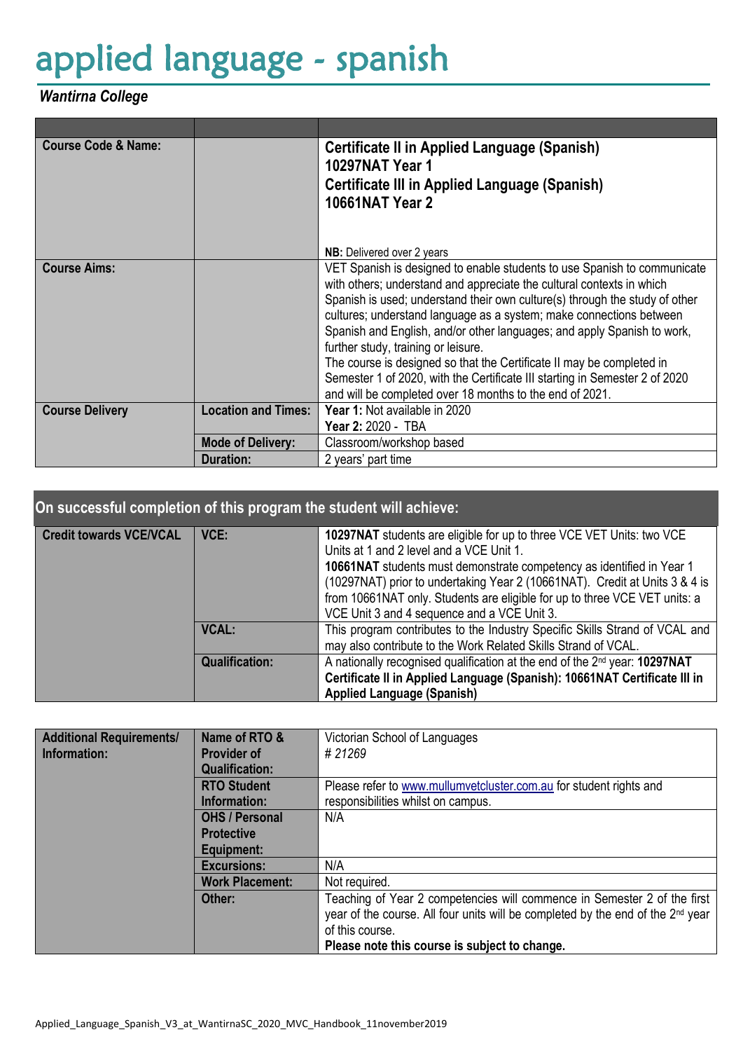# applied language - spanish

***Wantirna College***

| | | |
|---|---|---|
| **Course Code & Name:** | | **Certificate II in Applied Language (Spanish)**<br>**10297NAT Year 1**<br>**Certificate III in Applied Language (Spanish)**<br>**10661NAT Year 2**<br><br>**NB:** Delivered over 2 years |
| **Course Aims:** | | VET Spanish is designed to enable students to use Spanish to communicate with others; understand and appreciate the cultural contexts in which Spanish is used; understand their own culture(s) through the study of other cultures; understand language as a system; make connections between Spanish and English, and/or other languages; and apply Spanish to work, further study, training or leisure.<br>The course is designed so that the Certificate II may be completed in Semester 1 of 2020, with the Certificate III starting in Semester 2 of 2020 and will be completed over 18 months to the end of 2021. |
| **Course Delivery** | **Location and Times:** | **Year 1:** Not available in 2020<br>**Year 2:** 2020 - TBA |
| | **Mode of Delivery:** | Classroom/workshop based |
| | **Duration:** | 2 years' part time |

## On successful completion of this program the student will achieve:

| | | |
|---|---|---|
| **Credit towards VCE/VCAL** | **VCE:** | **10297NAT** students are eligible for up to three VCE VET Units: two VCE Units at 1 and 2 level and a VCE Unit 1.<br>**10661NAT** students must demonstrate competency as identified in Year 1 (10297NAT) prior to undertaking Year 2 (10661NAT). Credit at Units 3 & 4 is from 10661NAT only. Students are eligible for up to three VCE VET units: a VCE Unit 3 and 4 sequence and a VCE Unit 3. |
| | **VCAL:** | This program contributes to the Industry Specific Skills Strand of VCAL and may also contribute to the Work Related Skills Strand of VCAL. |
| | **Qualification:** | A nationally recognised qualification at the end of the 2nd year: **10297NAT Certificate II in Applied Language (Spanish): 10661NAT Certificate III in Applied Language (Spanish)** |

| | | |
|---|---|---|
| **Additional Requirements/ Information:** | **Name of RTO & Provider of Qualification:** | Victorian School of Languages<br>*# 21269* |
| | **RTO Student Information:** | Please refer to www.mullumvetcluster.com.au for student rights and responsibilities whilst on campus. |
| | **OHS / Personal Protective Equipment:** | N/A |
| | **Excursions:** | N/A |
| | **Work Placement:** | Not required. |
| | **Other:** | Teaching of Year 2 competencies will commence in Semester 2 of the first year of the course. All four units will be completed by the end of the 2nd year of this course.<br>**Please note this course is subject to change.** |

Applied_Language_Spanish_V3_at_WantirnaSC_2020_MVC_Handbook_11november2019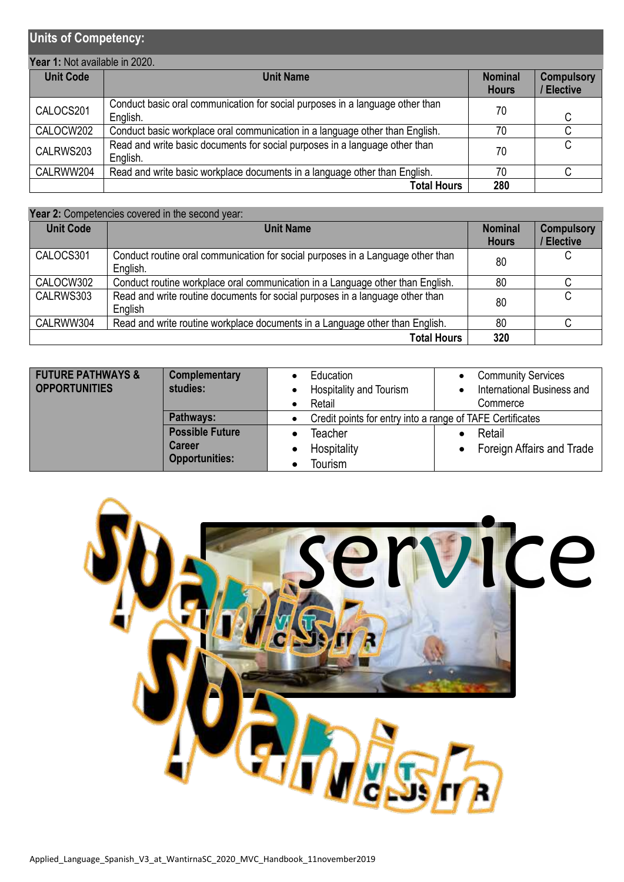## Units of Competency:

**Year 1:** Not available in 2020.

| Unit Code | Unit Name | Nominal Hours | Compulsory / Elective |
|---|---|---|---|
| CALOCS201 | Conduct basic oral communication for social purposes in a language other than English. | 70 | C |
| CALOCW202 | Conduct basic workplace oral communication in a language other than English. | 70 | C |
| CALRWS203 | Read and write basic documents for social purposes in a language other than English. | 70 | C |
| CALRWW204 | Read and write basic workplace documents in a language other than English. | 70 | C |
| | **Total Hours** | **280** | |

**Year 2:** Competencies covered in the second year:

| Unit Code | Unit Name | Nominal Hours | Compulsory / Elective |
|---|---|---|---|
| CALOCS301 | Conduct routine oral communication for social purposes in a Language other than English. | 80 | C |
| CALOCW302 | Conduct routine workplace oral communication in a Language other than English. | 80 | C |
| CALRWS303 | Read and write routine documents for social purposes in a language other than English | 80 | C |
| CALRWW304 | Read and write routine workplace documents in a Language other than English. | 80 | C |
| | **Total Hours** | **320** | |

| | | | |
|---|---|---|---|
| **FUTURE PATHWAYS & OPPORTUNITIES** | **Complementary studies:** | • Education<br>• Hospitality and Tourism<br>• Retail | • Community Services<br>• International Business and Commerce |
| | **Pathways:** | • Credit points for entry into a range of TAFE Certificates | |
| | **Possible Future Career Opportunities:** | • Teacher<br>• Hospitality<br>• Tourism | • Retail<br>• Foreign Affairs and Trade |

Applied_Language_Spanish_V3_at_WantirnaSC_2020_MVC_Handbook_11november2019